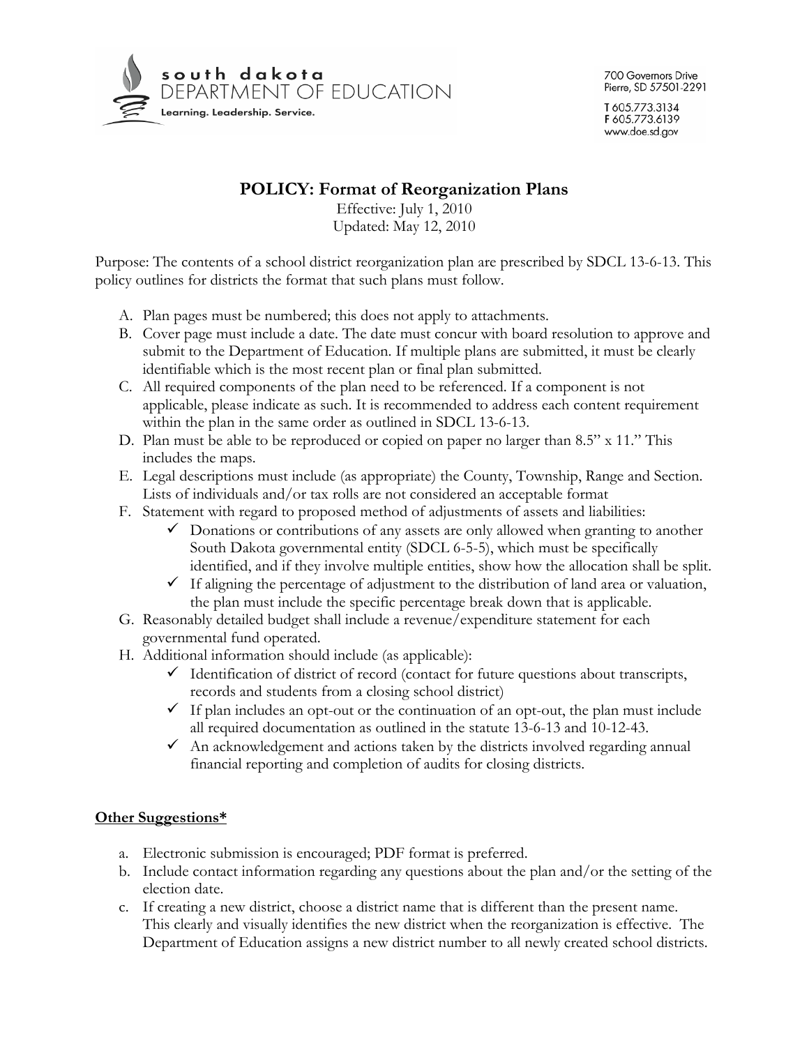south dakota
DEPARTMENT OF EDUCATION
Learning. Leadership. Service.

700 Governors Drive
Pierre, SD 57501-2291

T 605.773.3134
F 605.773.6139
www.doe.sd.gov

# POLICY: Format of Reorganization Plans

Effective: July 1, 2010
Updated: May 12, 2010

Purpose: The contents of a school district reorganization plan are prescribed by SDCL 13-6-13. This policy outlines for districts the format that such plans must follow.

A. Plan pages must be numbered; this does not apply to attachments.
B. Cover page must include a date. The date must concur with board resolution to approve and submit to the Department of Education. If multiple plans are submitted, it must be clearly identifiable which is the most recent plan or final plan submitted.
C. All required components of the plan need to be referenced. If a component is not applicable, please indicate as such. It is recommended to address each content requirement within the plan in the same order as outlined in SDCL 13-6-13.
D. Plan must be able to be reproduced or copied on paper no larger than 8.5" x 11." This includes the maps.
E. Legal descriptions must include (as appropriate) the County, Township, Range and Section. Lists of individuals and/or tax rolls are not considered an acceptable format
F. Statement with regard to proposed method of adjustments of assets and liabilities:
   - ✓ Donations or contributions of any assets are only allowed when granting to another South Dakota governmental entity (SDCL 6-5-5), which must be specifically identified, and if they involve multiple entities, show how the allocation shall be split.
   - ✓ If aligning the percentage of adjustment to the distribution of land area or valuation, the plan must include the specific percentage break down that is applicable.
G. Reasonably detailed budget shall include a revenue/expenditure statement for each governmental fund operated.
H. Additional information should include (as applicable):
   - ✓ Identification of district of record (contact for future questions about transcripts, records and students from a closing school district)
   - ✓ If plan includes an opt-out or the continuation of an opt-out, the plan must include all required documentation as outlined in the statute 13-6-13 and 10-12-43.
   - ✓ An acknowledgement and actions taken by the districts involved regarding annual financial reporting and completion of audits for closing districts.

## Other Suggestions*

a. Electronic submission is encouraged; PDF format is preferred.
b. Include contact information regarding any questions about the plan and/or the setting of the election date.
c. If creating a new district, choose a district name that is different than the present name. This clearly and visually identifies the new district when the reorganization is effective. The Department of Education assigns a new district number to all newly created school districts.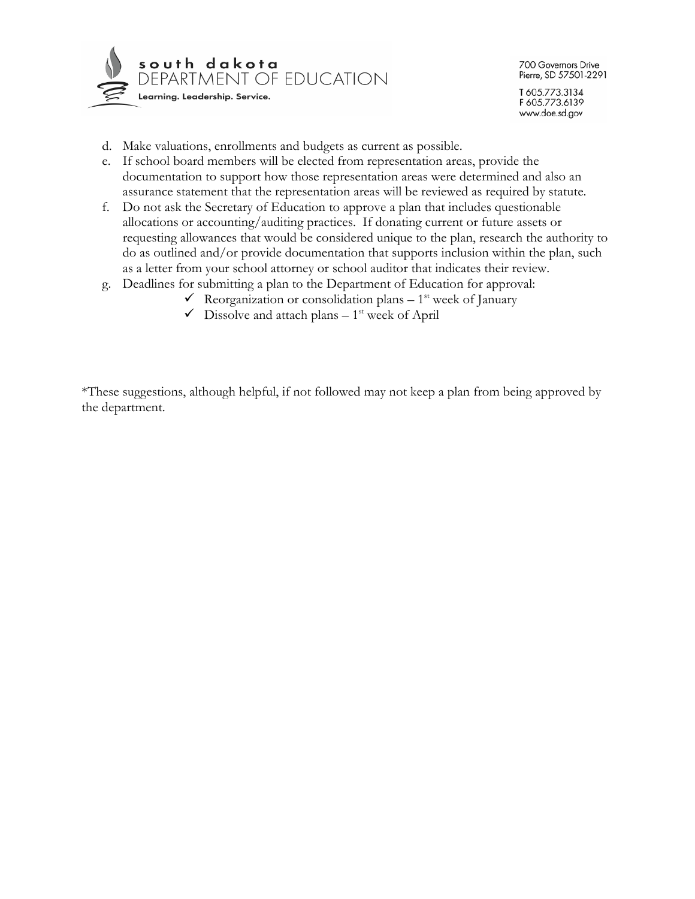d. Make valuations, enrollments and budgets as current as possible.

e. If school board members will be elected from representation areas, provide the documentation to support how those representation areas were determined and also an assurance statement that the representation areas will be reviewed as required by statute.

f. Do not ask the Secretary of Education to approve a plan that includes questionable allocations or accounting/auditing practices. If donating current or future assets or requesting allowances that would be considered unique to the plan, research the authority to do as outlined and/or provide documentation that supports inclusion within the plan, such as a letter from your school attorney or school auditor that indicates their review.

g. Deadlines for submitting a plan to the Department of Education for approval:
   - ✓ Reorganization or consolidation plans – 1st week of January
   - ✓ Dissolve and attach plans – 1st week of April

*These suggestions, although helpful, if not followed may not keep a plan from being approved by the department.